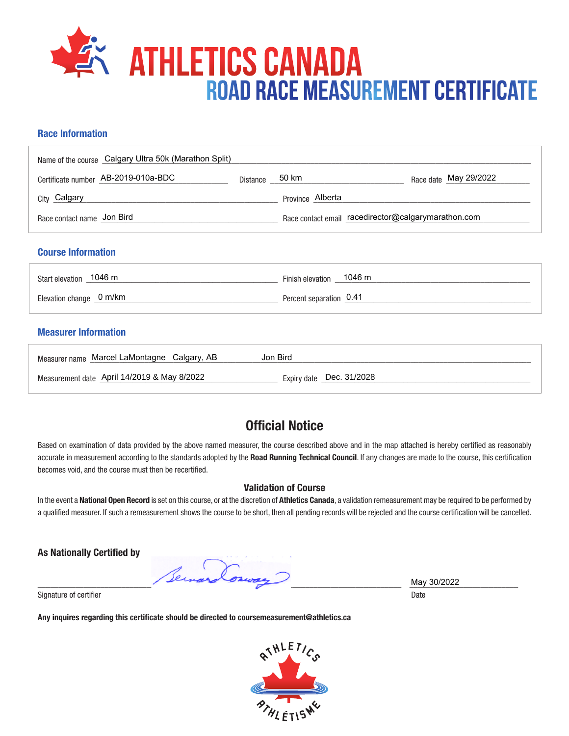# ATHLETICS CANADA

## ROAD RACE MEASUREMENT CERTIFICATE

### Race Information

Name of the course: Calgary Ultra 50k (Marathon Split)

Certificate number: AB-2019-010a-BDC  
Distance: 50 km  
Race date: May 29/2022

City: Calgary  
Province: Alberta

Race contact name: Jon Bird  
Race contact email: racedirector@calgarymarathon.com

### Course Information

Start elevation: 1046 m  
Finish elevation: 1046 m

Elevation change: 0 m/km  
Percent separation: 0.41

### Measurer Information

Measurer name: Marcel LaMontagne Calgary, AB Jon Bird

Measurement date: April 14/2019 & May 8/2022  
Expiry date: Dec. 31/2028

## Official Notice

Based on examination of data provided by the above named measurer, the course described above and in the map attached is hereby certified as reasonably accurate in measurement according to the standards adopted by the **Road Running Technical Council**. If any changes are made to the course, this certification becomes void, and the course must then be recertified.

### Validation of Course

In the event a **National Open Record** is set on this course, or at the discretion of **Athletics Canada**, a validation remeasurement may be required to be performed by a qualified measurer. If such a remeasurement shows the course to be short, then all pending records will be rejected and the course certification will be cancelled.

**As Nationally Certified by**

Bernard Conway

Signature of certifier

Date: May 30/2022

**Any inquires regarding this certificate should be directed to coursemeasurement@athletics.ca**

ATHLETICS ATHLÉTISME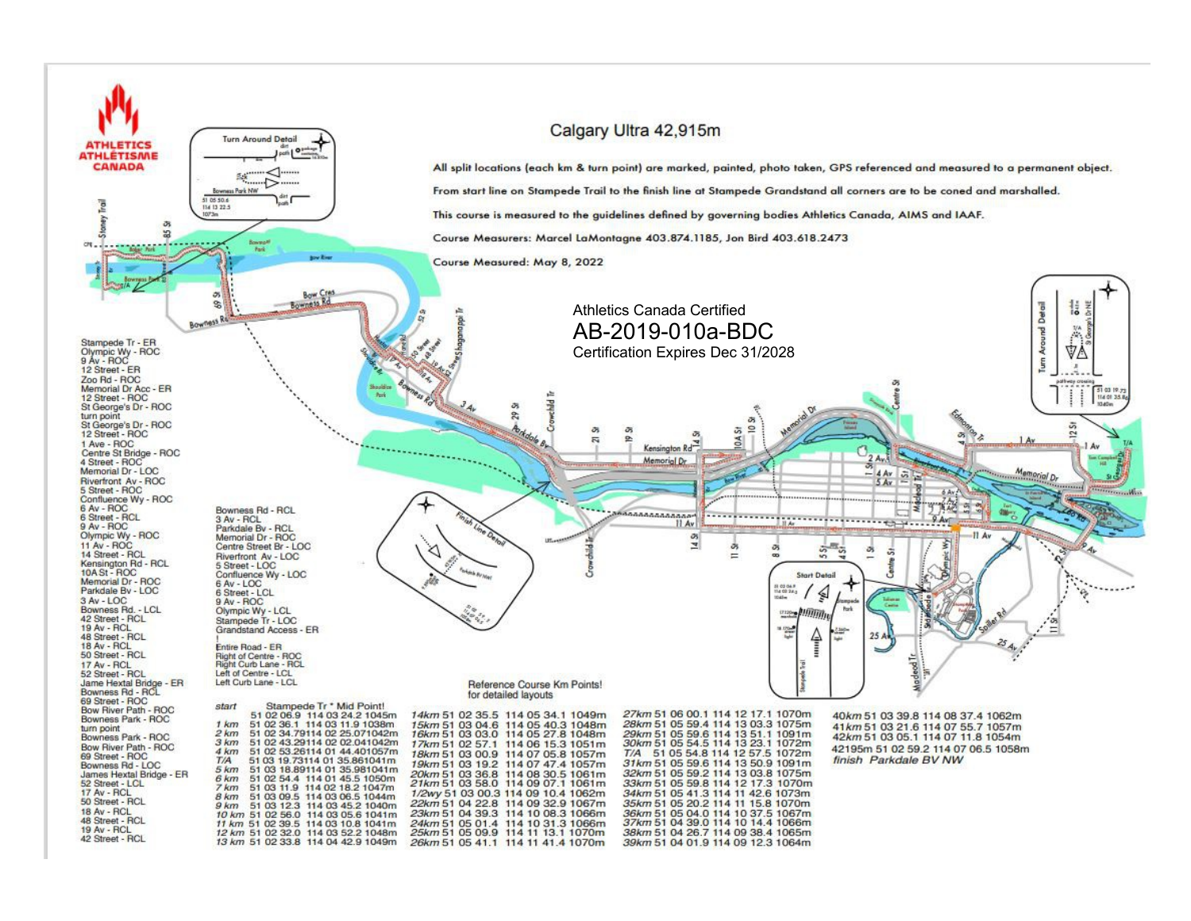# Calgary Ultra 42,915m

All split locations (each km & turn point) are marked, painted, photo taken, GPS referenced and measured to a permanent object.

From start line on Stampede Trail to the finish line at Stampede Grandstand all corners are to be coned and marshalled.

This course is measured to the guidelines defined by governing bodies Athletics Canada, AIMS and IAAF.

Course Measurers: Marcel LaMontagne 403.874.1185, Jon Bird 403.618.2473

Course Measured: May 8, 2022

Athletics Canada Certified
AB-2019-010a-BDC
Certification Expires Dec 31/2028

Stampede Tr - ER
Olympic Wy - ROC
9 Av - ROC
12 Street - ER
Zoo Rd - ROC
Memorial Dr Acc - ER
12 Street - ROC
St George's Dr - ROC
turn point
St George's Dr - ROC
12 Street - ROC
1 Ave - ROC
Centre St Bridge - ROC
4 Street - ROC
Memorial Dr - LOC
Riverfront Av - ROC
5 Street - ROC
Confluence Wy - ROC
6 Av - ROC
6 Street - RCL
9 Av - ROC
Olympic Wy - ROC
11 Av - ROC
14 Street - RCL
Kensington Rd - RCL
10A St - ROC
Memorial Dr - ROC
Parkdale Bv - LOC
3 Av - LOC
Bowness Rd. - LCL
42 Street - RCL
19 Av - RCL
48 Street - RCL
18 Av - RCL
50 Street - RCL
17 Av - RCL
52 Street - RCL
Jame Hextal Bridge - ER
Bowness Rd - RCL
69 Street - ROC
Bow River Path - ROC
Bowness Park - ROC
turn point
Bowness Park - ROC
Bow River Path - ROC
69 Street - ROC
Bowness Rd - LOC
James Hextal Bridge - ER
52 Street - LCL
17 Av - RCL
50 Street - RCL
18 Av - RCL
48 Street - RCL
19 Av - RCL
42 Street - RCL

Bowness Rd - RCL
3 Av - RCL
Parkdale Bv - RCL
Memorial Dr - ROC
Centre Street Br - LOC
Riverfront Av - LOC
5 Street - LOC
Confluence Wy - LOC
6 Av - LOC
6 Street - LCL
9 Av - ROC
Olympic Wy - LCL
Stampede Tr - LOC
Grandstand Access - ER
!
Entire Road - ER
Right of Centre - ROC
Right Curb Lane - RCL
Left of Centre - LCL
Left Curb Lane - LCL

Reference Course Km Points!
for detailed layouts

| Point | Lat | Long | Elev |
|---|---|---|---|
| start | Stampede Tr * Mid Point! | | |
| | 51 02 06.9 | 114 03 24.2 | 1045m |
| 1 km | 51 02 36.1 | 114 03 11.9 | 1038m |
| 2 km | 51 02 34.79 | 114 02 25.07 | 1042m |
| 3 km | 51 02 43.29 | 114 02 02.04 | 1042m |
| 4 km | 51 02 53.26 | 114 01 44.40 | 1057m |
| T/A | 51 03 19.73 | 114 01 35.86 | 1041m |
| 5 km | 51 03 18.89 | 114 01 35.98 | 1041m |
| 6 km | 51 02 54.4 | 114 01 45.5 | 1050m |
| 7 km | 51 03 11.9 | 114 02 18.2 | 1047m |
| 8 km | 51 03 09.5 | 114 03 06.5 | 1044m |
| 9 km | 51 03 12.3 | 114 03 45.2 | 1040m |
| 10 km | 51 02 56.0 | 114 03 05.6 | 1041m |
| 11 km | 51 02 39.5 | 114 03 10.8 | 1041m |
| 12 km | 51 02 32.0 | 114 03 52.2 | 1048m |
| 13 km | 51 02 33.8 | 114 04 42.9 | 1049m |
| 14km | 51 02 35.5 | 114 05 34.1 | 1049m |
| 15km | 51 03 04.6 | 114 05 40.3 | 1048m |
| 16km | 51 03 03.0 | 114 05 27.8 | 1048m |
| 17km | 51 02 57.1 | 114 06 15.3 | 1051m |
| 18km | 51 03 00.9 | 114 07 05.8 | 1057m |
| 19km | 51 03 19.2 | 114 07 47.4 | 1057m |
| 20km | 51 03 36.8 | 114 08 30.5 | 1061m |
| 21km | 51 03 58.0 | 114 09 07.1 | 1061m |
| 1/2wy | 51 03 00.3 | 114 09 10.4 | 1062m |
| 22km | 51 04 22.8 | 114 09 32.9 | 1067m |
| 23km | 51 04 39.3 | 114 10 08.3 | 1066m |
| 24km | 51 05 01.4 | 114 10 31.3 | 1066m |
| 25km | 51 05 09.9 | 114 11 13.1 | 1070m |
| 26km | 51 05 41.1 | 114 11 41.4 | 1070m |
| 27km | 51 06 00.1 | 114 12 17.1 | 1070m |
| 28km | 51 05 59.4 | 114 13 03.3 | 1075m |
| 29km | 51 05 59.6 | 114 13 51.1 | 1091m |
| 30km | 51 05 54.5 | 114 13 23.1 | 1072m |
| T/A | 51 05 54.8 | 114 12 57.5 | 1072m |
| 31km | 51 05 59.6 | 114 13 50.9 | 1091m |
| 32km | 51 05 59.2 | 114 13 03.8 | 1075m |
| 33km | 51 05 59.8 | 114 12 17.3 | 1070m |
| 34km | 51 05 41.3 | 114 11 42.6 | 1073m |
| 35km | 51 05 20.2 | 114 11 15.8 | 1070m |
| 36km | 51 05 04.0 | 114 10 37.5 | 1067m |
| 37km | 51 04 39.0 | 114 10 14.4 | 1066m |
| 38km | 51 04 26.7 | 114 09 38.4 | 1065m |
| 39km | 51 04 01.9 | 114 09 12.3 | 1064m |
| 40km | 51 03 39.8 | 114 08 37.4 | 1062m |
| 41km | 51 03 21.6 | 114 07 55.7 | 1057m |
| 42km | 51 03 05.1 | 114 07 11.8 | 1054m |
| 42195m | 51 02 59.2 | 114 07 06.5 | 1058m |
| finish | Parkdale BV NW | | |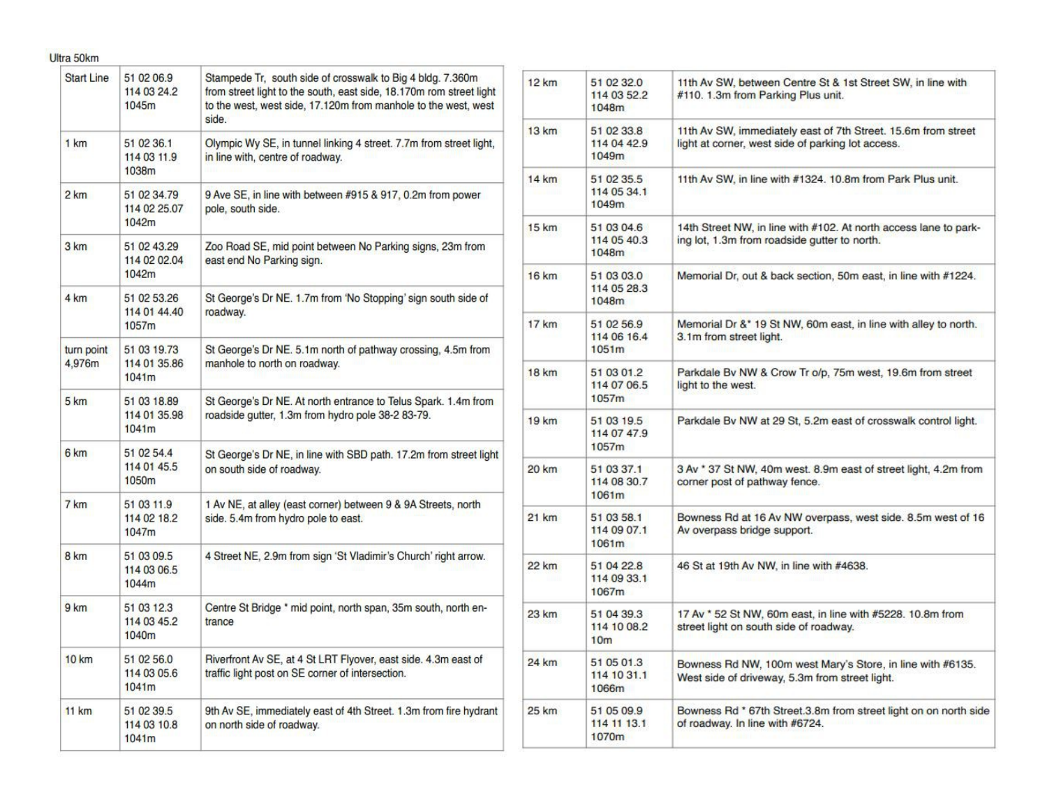Ultra 50km

| | | |
|---|---|---|
| Start Line | 51 02 06.9<br>114 03 24.2<br>1045m | Stampede Tr, south side of crosswalk to Big 4 bldg. 7.360m from street light to the south, east side, 18.170m rom street light to the west, west side, 17.120m from manhole to the west, west side. |
| 1 km | 51 02 36.1<br>114 03 11.9<br>1038m | Olympic Wy SE, in tunnel linking 4 street. 7.7m from street light, in line with, centre of roadway. |
| 2 km | 51 02 34.79<br>114 02 25.07<br>1042m | 9 Ave SE, in line with between #915 & 917, 0.2m from power pole, south side. |
| 3 km | 51 02 43.29<br>114 02 02.04<br>1042m | Zoo Road SE, mid point between No Parking signs, 23m from east end No Parking sign. |
| 4 km | 51 02 53.26<br>114 01 44.40<br>1057m | St George's Dr NE. 1.7m from 'No Stopping' sign south side of roadway. |
| turn point 4,976m | 51 03 19.73<br>114 01 35.86<br>1041m | St George's Dr NE. 5.1m north of pathway crossing, 4.5m from manhole to north on roadway. |
| 5 km | 51 03 18.89<br>114 01 35.98<br>1041m | St George's Dr NE. At north entrance to Telus Spark. 1.4m from roadside gutter, 1.3m from hydro pole 38-2 83-79. |
| 6 km | 51 02 54.4<br>114 01 45.5<br>1050m | St George's Dr NE, in line with SBD path. 17.2m from street light on south side of roadway. |
| 7 km | 51 03 11.9<br>114 02 18.2<br>1047m | 1 Av NE, at alley (east corner) between 9 & 9A Streets, north side. 5.4m from hydro pole to east. |
| 8 km | 51 03 09.5<br>114 03 06.5<br>1044m | 4 Street NE, 2.9m from sign 'St Vladimir's Church' right arrow. |
| 9 km | 51 03 12.3<br>114 03 45.2<br>1040m | Centre St Bridge * mid point, north span, 35m south, north entrance |
| 10 km | 51 02 56.0<br>114 03 05.6<br>1041m | Riverfront Av SE, at 4 St LRT Flyover, east side. 4.3m east of traffic light post on SE corner of intersection. |
| 11 km | 51 02 39.5<br>114 03 10.8<br>1041m | 9th Av SE, immediately east of 4th Street. 1.3m from fire hydrant on north side of roadway. |
| 12 km | 51 02 32.0<br>114 03 52.2<br>1048m | 11th Av SW, between Centre St & 1st Street SW, in line with #110. 1.3m from Parking Plus unit. |
| 13 km | 51 02 33.8<br>114 04 42.9<br>1049m | 11th Av SW, immediately east of 7th Street. 15.6m from street light at corner, west side of parking lot access. |
| 14 km | 51 02 35.5<br>114 05 34.1<br>1049m | 11th Av SW, in line with #1324. 10.8m from Park Plus unit. |
| 15 km | 51 03 04.6<br>114 05 40.3<br>1048m | 14th Street NW, in line with #102. At north access lane to parking lot, 1.3m from roadside gutter to north. |
| 16 km | 51 03 03.0<br>114 05 28.3<br>1048m | Memorial Dr, out & back section, 50m east, in line with #1224. |
| 17 km | 51 02 56.9<br>114 06 16.4<br>1051m | Memorial Dr &* 19 St NW, 60m east, in line with alley to north. 3.1m from street light. |
| 18 km | 51 03 01.2<br>114 07 06.5<br>1057m | Parkdale Bv NW & Crow Tr o/p, 75m west, 19.6m from street light to the west. |
| 19 km | 51 03 19.5<br>114 07 47.9<br>1057m | Parkdale Bv NW at 29 St, 5.2m east of crosswalk control light. |
| 20 km | 51 03 37.1<br>114 08 30.7<br>1061m | 3 Av * 37 St NW, 40m west. 8.9m east of street light, 4.2m from corner post of pathway fence. |
| 21 km | 51 03 58.1<br>114 09 07.1<br>1061m | Bowness Rd at 16 Av NW overpass, west side. 8.5m west of 16 Av overpass bridge support. |
| 22 km | 51 04 22.8<br>114 09 33.1<br>1067m | 46 St at 19th Av NW, in line with #4638. |
| 23 km | 51 04 39.3<br>114 10 08.2<br>10m | 17 Av * 52 St NW, 60m east, in line with #5228. 10.8m from street light on south side of roadway. |
| 24 km | 51 05 01.3<br>114 10 31.1<br>1066m | Bowness Rd NW, 100m west Mary's Store, in line with #6135. West side of driveway, 5.3m from street light. |
| 25 km | 51 05 09.9<br>114 11 13.1<br>1070m | Bowness Rd * 67th Street.3.8m from street light on on north side of roadway. In line with #6724. |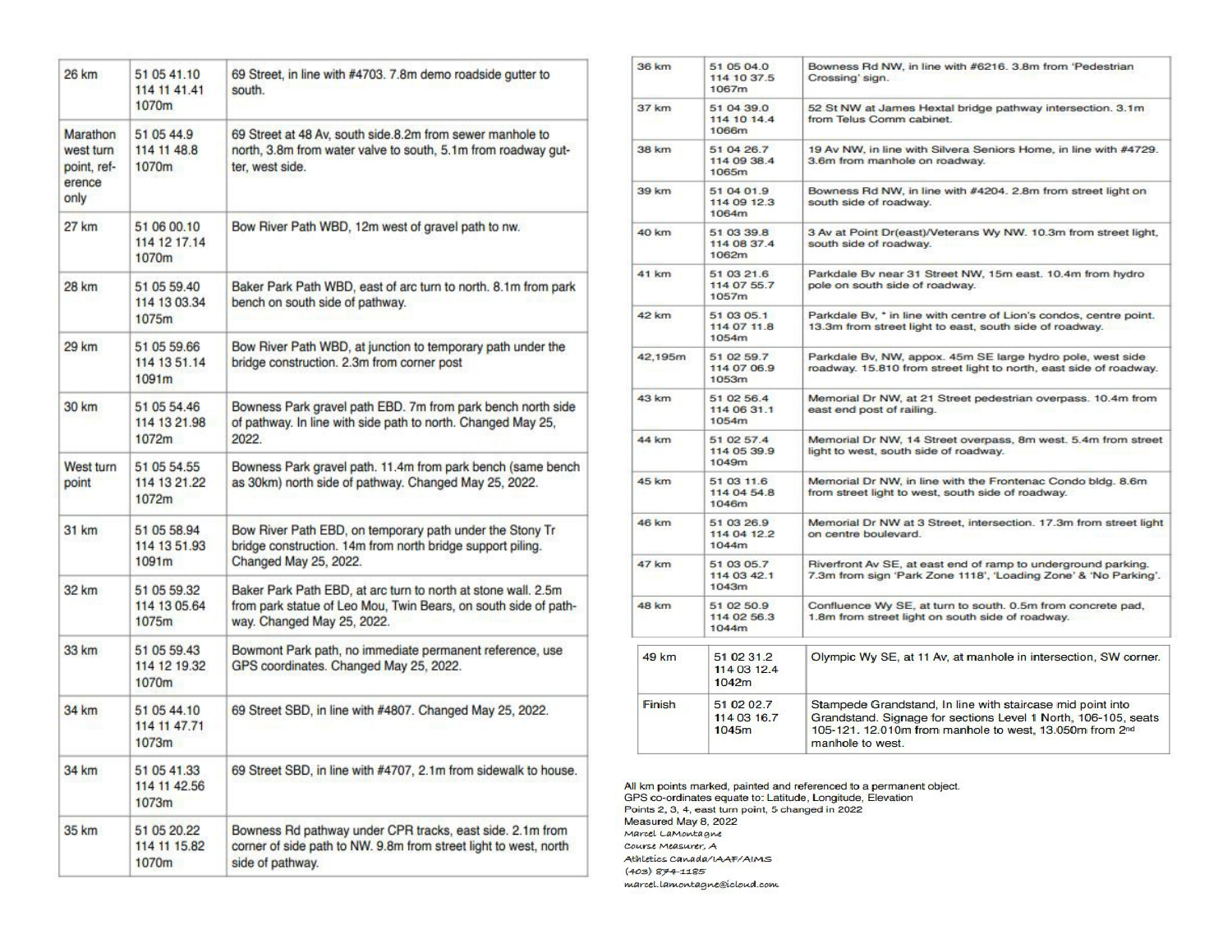| | | |
|---|---|---|
| 26 km | 51 05 41.10<br>114 11 41.41<br>1070m | 69 Street, in line with #4703. 7.8m demo roadside gutter to south. |
| Marathon west turn point, reference only | 51 05 44.9<br>114 11 48.8<br>1070m | 69 Street at 48 Av, south side.8.2m from sewer manhole to north, 3.8m from water valve to south, 5.1m from roadway gutter, west side. |
| 27 km | 51 06 00.10<br>114 12 17.14<br>1070m | Bow River Path WBD, 12m west of gravel path to nw. |
| 28 km | 51 05 59.40<br>114 13 03.34<br>1075m | Baker Park Path WBD, east of arc turn to north. 8.1m from park bench on south side of pathway. |
| 29 km | 51 05 59.66<br>114 13 51.14<br>1091m | Bow River Path WBD, at junction to temporary path under the bridge construction. 2.3m from corner post |
| 30 km | 51 05 54.46<br>114 13 21.98<br>1072m | Bowness Park gravel path EBD. 7m from park bench north side of pathway. In line with side path to north. Changed May 25, 2022. |
| West turn point | 51 05 54.55<br>114 13 21.22<br>1072m | Bowness Park gravel path. 11.4m from park bench (same bench as 30km) north side of pathway. Changed May 25, 2022. |
| 31 km | 51 05 58.94<br>114 13 51.93<br>1091m | Bow River Path EBD, on temporary path under the Stony Tr bridge construction. 14m from north bridge support piling. Changed May 25, 2022. |
| 32 km | 51 05 59.32<br>114 13 05.64<br>1075m | Baker Park Path EBD, at arc turn to north at stone wall. 2.5m from park statue of Leo Mou, Twin Bears, on south side of pathway. Changed May 25, 2022. |
| 33 km | 51 05 59.43<br>114 12 19.32<br>1070m | Bowmont Park path, no immediate permanent reference, use GPS coordinates. Changed May 25, 2022. |
| 34 km | 51 05 44.10<br>114 11 47.71<br>1073m | 69 Street SBD, in line with #4807. Changed May 25, 2022. |
| 34 km | 51 05 41.33<br>114 11 42.56<br>1073m | 69 Street SBD, in line with #4707, 2.1m from sidewalk to house. |
| 35 km | 51 05 20.22<br>114 11 15.82<br>1070m | Bowness Rd pathway under CPR tracks, east side. 2.1m from corner of side path to NW. 9.8m from street light to west, north side of pathway. |
| 36 km | 51 05 04.0<br>114 10 37.5<br>1067m | Bowness Rd NW, in line with #6216. 3.8m from 'Pedestrian Crossing' sign. |
| 37 km | 51 04 39.0<br>114 10 14.4<br>1066m | 52 St NW at James Hextal bridge pathway intersection. 3.1m from Telus Comm cabinet. |
| 38 km | 51 04 26.7<br>114 09 38.4<br>1065m | 19 Av NW, in line with Silvera Seniors Home, in line with #4729. 3.6m from manhole on roadway. |
| 39 km | 51 04 01.9<br>114 09 12.3<br>1064m | Bowness Rd NW, in line with #4204. 2.8m from street light on south side of roadway. |
| 40 km | 51 03 39.8<br>114 08 37.4<br>1062m | 3 Av at Point Dr(east)/Veterans Wy NW. 10.3m from street light, south side of roadway. |
| 41 km | 51 03 21.6<br>114 07 55.7<br>1057m | Parkdale Bv near 31 Street NW, 15m east. 10.4m from hydro pole on south side of roadway. |
| 42 km | 51 03 05.1<br>114 07 11.8<br>1054m | Parkdale Bv, * in line with centre of Lion's condos, centre point. 13.3m from street light to east, south side of roadway. |
| 42,195m | 51 02 59.7<br>114 07 06.9<br>1053m | Parkdale Bv, NW, appox. 45m SE large hydro pole, west side roadway. 15.810 from street light to north, east side of roadway. |
| 43 km | 51 02 56.4<br>114 06 31.1<br>1054m | Memorial Dr NW, at 21 Street pedestrian overpass. 10.4m from east end post of railing. |
| 44 km | 51 02 57.4<br>114 05 39.9<br>1049m | Memorial Dr NW, 14 Street overpass, 8m west. 5.4m from street light to west, south side of roadway. |
| 45 km | 51 03 11.6<br>114 04 54.8<br>1046m | Memorial Dr NW, in line with the Frontenac Condo bldg. 8.6m from street light to west, south side of roadway. |
| 46 km | 51 03 26.9<br>114 04 12.2<br>1044m | Memorial Dr NW at 3 Street, intersection. 17.3m from street light on centre boulevard. |
| 47 km | 51 03 05.7<br>114 03 42.1<br>1043m | Riverfront Av SE, at east end of ramp to underground parking. 7.3m from sign 'Park Zone 1118', 'Loading Zone' & 'No Parking'. |
| 48 km | 51 02 50.9<br>114 02 56.3<br>1044m | Confluence Wy SE, at turn to south. 0.5m from concrete pad, 1.8m from street light on south side of roadway. |
| 49 km | 51 02 31.2<br>114 03 12.4<br>1042m | Olympic Wy SE, at 11 Av, at manhole in intersection, SW corner. |
| Finish | 51 02 02.7<br>114 03 16.7<br>1045m | Stampede Grandstand, In line with staircase mid point into Grandstand. Signage for sections Level 1 North, 106-105, seats 105-121. 12.010m from manhole to west, 13.050m from 2nd manhole to west. |

All km points marked, painted and referenced to a permanent object.
GPS co-ordinates equate to: Latitude, Longitude, Elevation
Points 2, 3, 4, east turn point, 5 changed in 2022
Measured May 8, 2022
Marcel LaMontagne
Course Measurer, A
Athletics Canada/IAAF/AIMS
(403) 874-1185
marcel.lamontagne@icloud.com